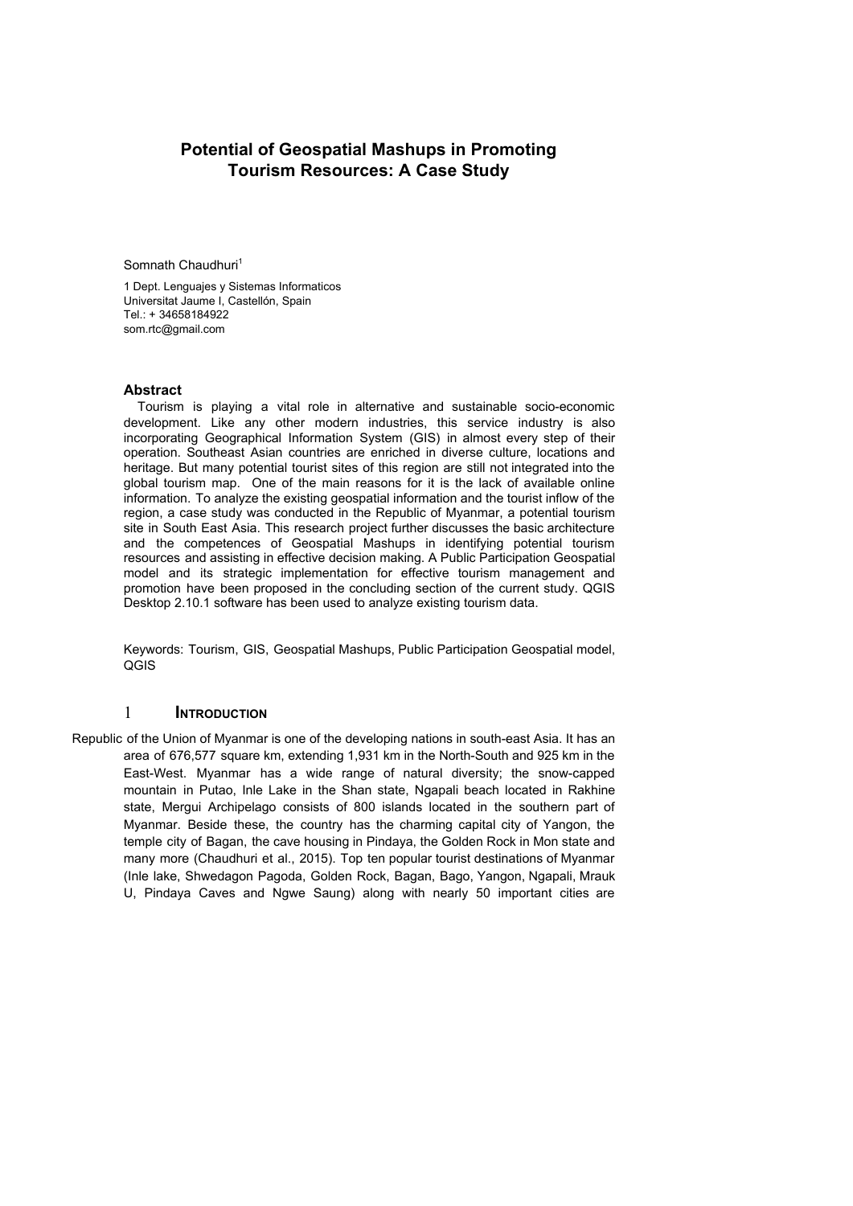# Potential of Geospatial Mashups in Promoting Tourism Resources: A Case Study

Somnath Chaudhuri[1]

1 Dept. Lenguajes y Sistemas Informaticos
Universitat Jaume I, Castellón, Spain
Tel.: + 34658184922
som.rtc@gmail.com

### Abstract

Tourism is playing a vital role in alternative and sustainable socio-economic development. Like any other modern industries, this service industry is also incorporating Geographical Information System (GIS) in almost every step of their operation. Southeast Asian countries are enriched in diverse culture, locations and heritage. But many potential tourist sites of this region are still not integrated into the global tourism map. One of the main reasons for it is the lack of available online information. To analyze the existing geospatial information and the tourist inflow of the region, a case study was conducted in the Republic of Myanmar, a potential tourism site in South East Asia. This research project further discusses the basic architecture and the competences of Geospatial Mashups in identifying potential tourism resources and assisting in effective decision making. A Public Participation Geospatial model and its strategic implementation for effective tourism management and promotion have been proposed in the concluding section of the current study. QGIS Desktop 2.10.1 software has been used to analyze existing tourism data.

Keywords: Tourism, GIS, Geospatial Mashups, Public Participation Geospatial model, QGIS

## 1 Introduction

Republic of the Union of Myanmar is one of the developing nations in south-east Asia. It has an area of 676,577 square km, extending 1,931 km in the North-South and 925 km in the East-West. Myanmar has a wide range of natural diversity; the snow-capped mountain in Putao, Inle Lake in the Shan state, Ngapali beach located in Rakhine state, Mergui Archipelago consists of 800 islands located in the southern part of Myanmar. Beside these, the country has the charming capital city of Yangon, the temple city of Bagan, the cave housing in Pindaya, the Golden Rock in Mon state and many more (Chaudhuri et al., 2015). Top ten popular tourist destinations of Myanmar (Inle lake, Shwedagon Pagoda, Golden Rock, Bagan, Bago, Yangon, Ngapali, Mrauk U, Pindaya Caves and Ngwe Saung) along with nearly 50 important cities are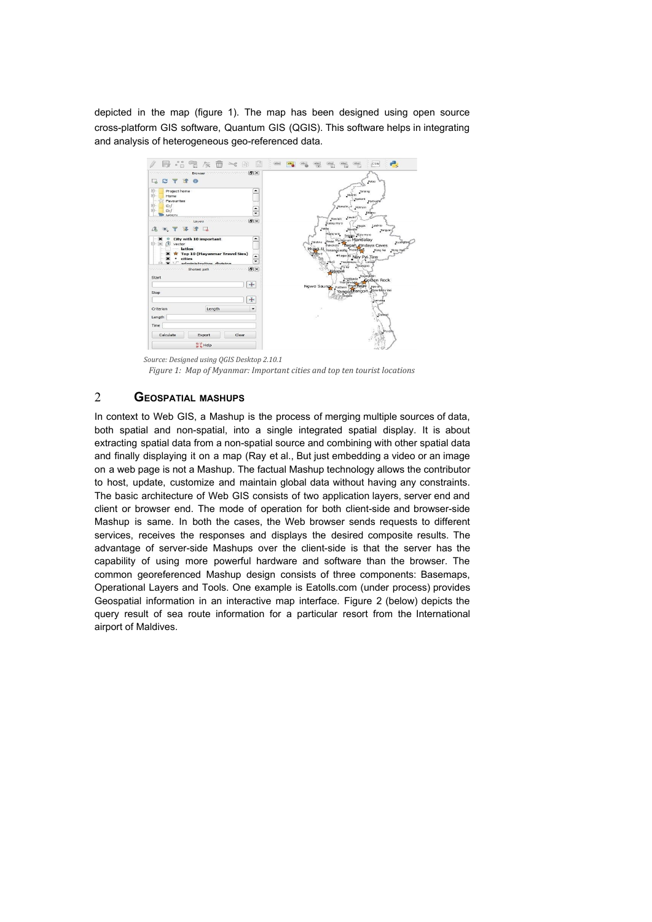depicted in the map (figure 1). The map has been designed using open source cross-platform GIS software, Quantum GIS (QGIS). This software helps in integrating and analysis of heterogeneous geo-referenced data.

*Source: Designed using QGIS Desktop 2.10.1*

*Figure 1: Map of Myanmar: Important cities and top ten tourist locations*

## 2 GEOSPATIAL MASHUPS

In context to Web GIS, a Mashup is the process of merging multiple sources of data, both spatial and non-spatial, into a single integrated spatial display. It is about extracting spatial data from a non-spatial source and combining with other spatial data and finally displaying it on a map (Ray et al., But just embedding a video or an image on a web page is not a Mashup. The factual Mashup technology allows the contributor to host, update, customize and maintain global data without having any constraints. The basic architecture of Web GIS consists of two application layers, server end and client or browser end. The mode of operation for both client-side and browser-side Mashup is same. In both the cases, the Web browser sends requests to different services, receives the responses and displays the desired composite results. The advantage of server-side Mashups over the client-side is that the server has the capability of using more powerful hardware and software than the browser. The common georeferenced Mashup design consists of three components: Basemaps, Operational Layers and Tools. One example is Eatolls.com (under process) provides Geospatial information in an interactive map interface. Figure 2 (below) depicts the query result of sea route information for a particular resort from the International airport of Maldives.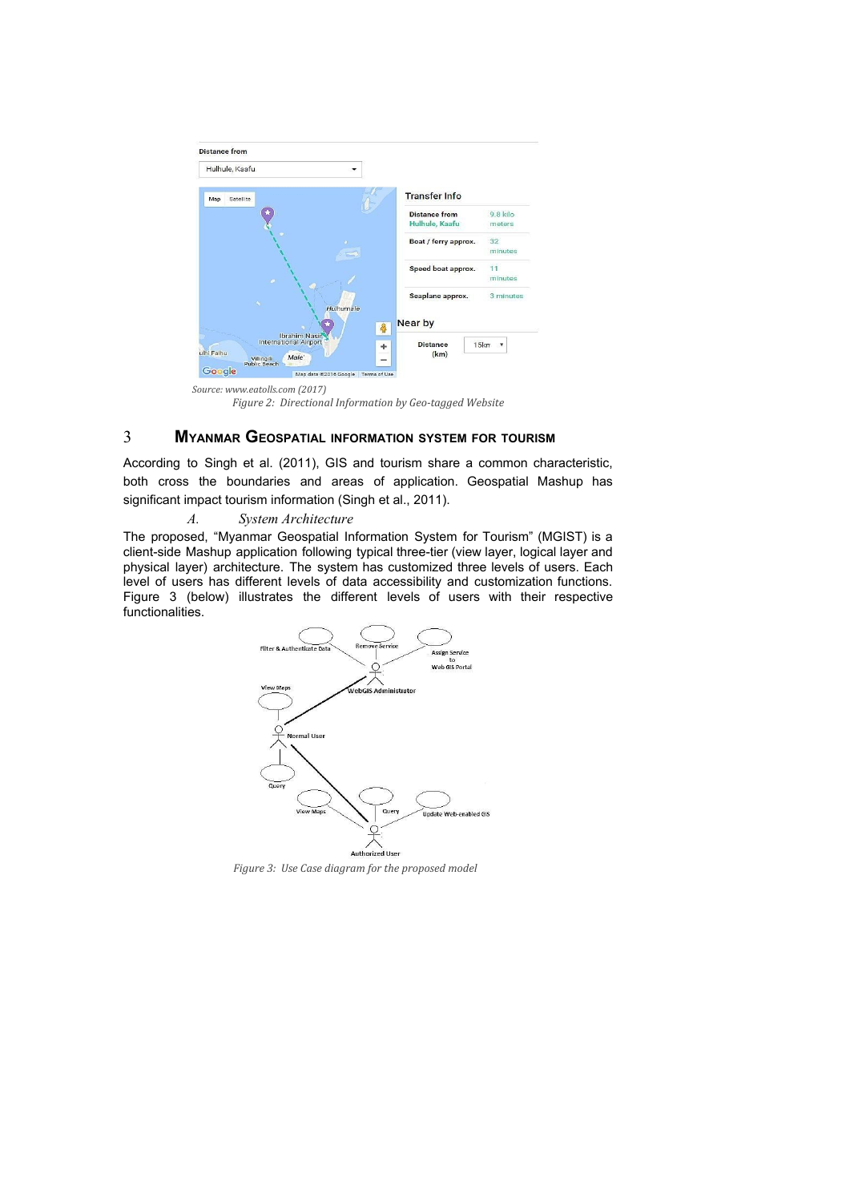Source: www.eatolls.com (2017)

*Figure 2: Directional Information by Geo-tagged Website*

## 3 MYANMAR GEOSPATIAL INFORMATION SYSTEM FOR TOURISM

According to Singh et al. (2011), GIS and tourism share a common characteristic, both cross the boundaries and areas of application. Geospatial Mashup has significant impact tourism information (Singh et al., 2011).

### *A. System Architecture*

The proposed, "Myanmar Geospatial Information System for Tourism" (MGIST) is a client-side Mashup application following typical three-tier (view layer, logical layer and physical layer) architecture. The system has customized three levels of users. Each level of users has different levels of data accessibility and customization functions. Figure 3 (below) illustrates the different levels of users with their respective functionalities.

*Figure 3: Use Case diagram for the proposed model*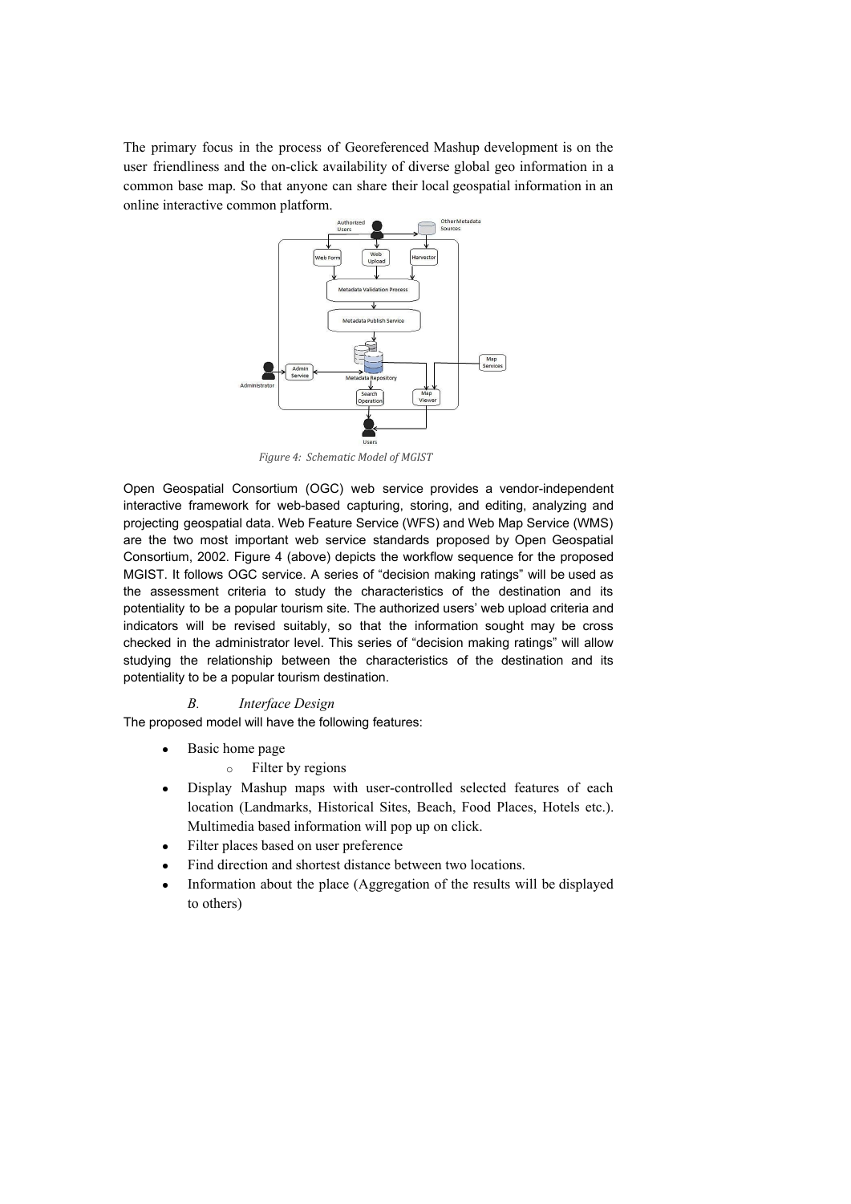The primary focus in the process of Georeferenced Mashup development is on the user friendliness and the on-click availability of diverse global geo information in a common base map. So that anyone can share their local geospatial information in an online interactive common platform.

*Figure 4: Schematic Model of MGIST*

Open Geospatial Consortium (OGC) web service provides a vendor-independent interactive framework for web-based capturing, storing, and editing, analyzing and projecting geospatial data. Web Feature Service (WFS) and Web Map Service (WMS) are the two most important web service standards proposed by Open Geospatial Consortium, 2002. Figure 4 (above) depicts the workflow sequence for the proposed MGIST. It follows OGC service. A series of "decision making ratings" will be used as the assessment criteria to study the characteristics of the destination and its potentiality to be a popular tourism site. The authorized users' web upload criteria and indicators will be revised suitably, so that the information sought may be cross checked in the administrator level. This series of "decision making ratings" will allow studying the relationship between the characteristics of the destination and its potentiality to be a popular tourism destination.

### *B. Interface Design*

The proposed model will have the following features:

- Basic home page
  - Filter by regions
- Display Mashup maps with user-controlled selected features of each location (Landmarks, Historical Sites, Beach, Food Places, Hotels etc.). Multimedia based information will pop up on click.
- Filter places based on user preference
- Find direction and shortest distance between two locations.
- Information about the place (Aggregation of the results will be displayed to others)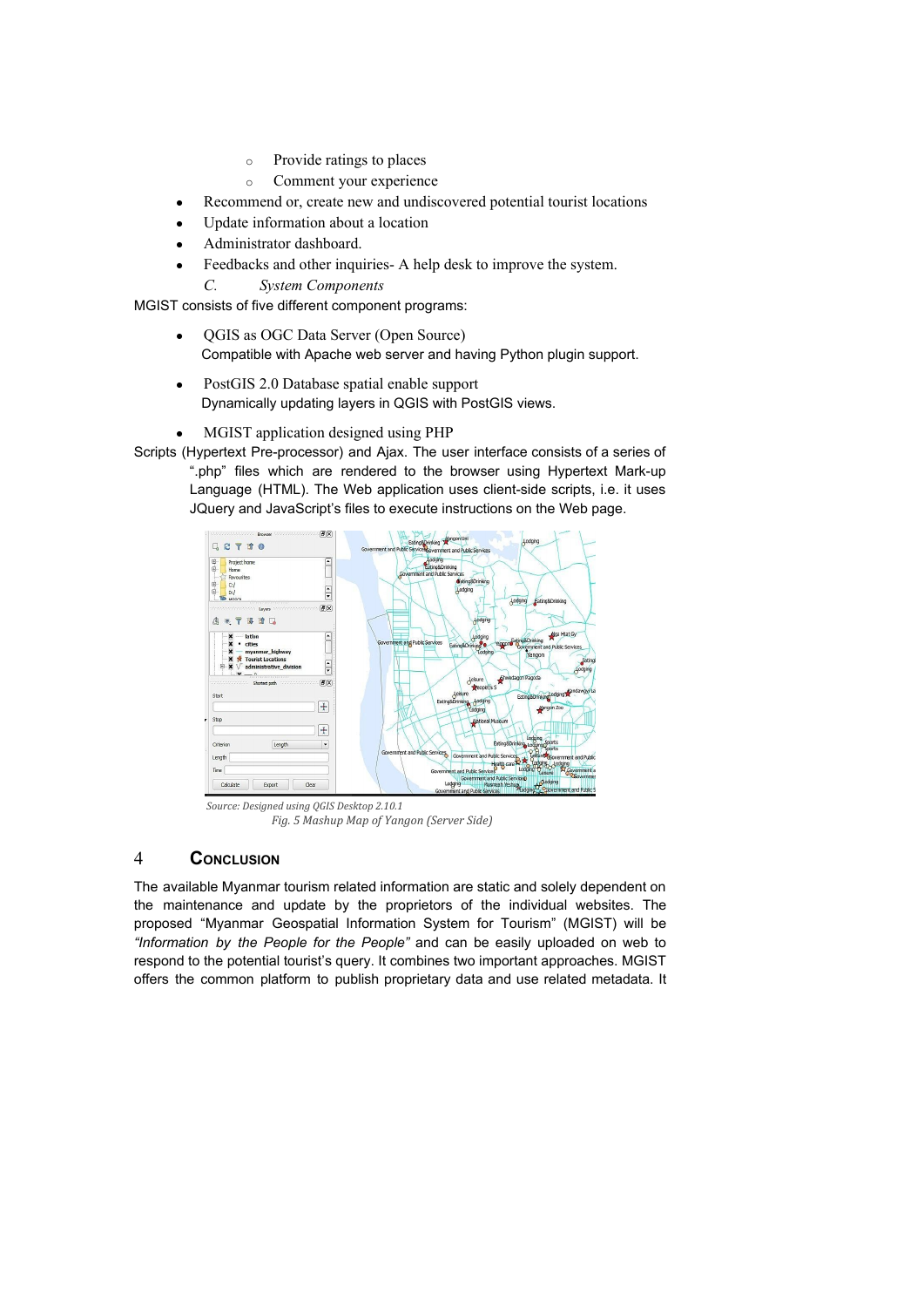- Provide ratings to places
  - Comment your experience
- Recommend or, create new and undiscovered potential tourist locations
- Update information about a location
- Administrator dashboard.
- Feedbacks and other inquiries- A help desk to improve the system.

### *C. System Components*

MGIST consists of five different component programs:

- QGIS as OGC Data Server (Open Source)
  Compatible with Apache web server and having Python plugin support.
- PostGIS 2.0 Database spatial enable support
  Dynamically updating layers in QGIS with PostGIS views.
- MGIST application designed using PHP

Scripts (Hypertext Pre-processor) and Ajax. The user interface consists of a series of ".php" files which are rendered to the browser using Hypertext Mark-up Language (HTML). The Web application uses client-side scripts, i.e. it uses JQuery and JavaScript's files to execute instructions on the Web page.

*Source: Designed using QGIS Desktop 2.10.1*

*Fig. 5 Mashup Map of Yangon (Server Side)*

## 4 Conclusion

The available Myanmar tourism related information are static and solely dependent on the maintenance and update by the proprietors of the individual websites. The proposed "Myanmar Geospatial Information System for Tourism" (MGIST) will be *"Information by the People for the People"* and can be easily uploaded on web to respond to the potential tourist's query. It combines two important approaches. MGIST offers the common platform to publish proprietary data and use related metadata. It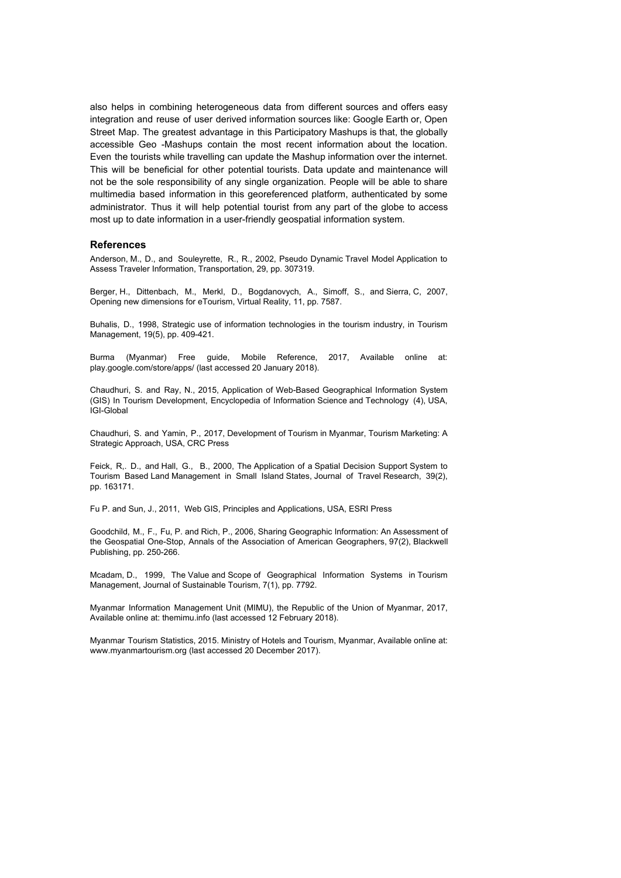also helps in combining heterogeneous data from different sources and offers easy integration and reuse of user derived information sources like: Google Earth or, Open Street Map. The greatest advantage in this Participatory Mashups is that, the globally accessible Geo -Mashups contain the most recent information about the location. Even the tourists while travelling can update the Mashup information over the internet. This will be beneficial for other potential tourists. Data update and maintenance will not be the sole responsibility of any single organization. People will be able to share multimedia based information in this georeferenced platform, authenticated by some administrator. Thus it will help potential tourist from any part of the globe to access most up to date information in a user-friendly geospatial information system.

## References

Anderson, M., D., and Souleyrette, R., R., 2002, Pseudo Dynamic Travel Model Application to Assess Traveler Information, Transportation, 29, pp. 307319.

Berger, H., Dittenbach, M., Merkl, D., Bogdanovych, A., Simoff, S., and Sierra, C, 2007, Opening new dimensions for eTourism, Virtual Reality, 11, pp. 7587.

Buhalis, D., 1998, Strategic use of information technologies in the tourism industry, in Tourism Management, 19(5), pp. 409-421.

Burma (Myanmar) Free guide, Mobile Reference, 2017, Available online at: play.google.com/store/apps/ (last accessed 20 January 2018).

Chaudhuri, S. and Ray, N., 2015, Application of Web-Based Geographical Information System (GIS) In Tourism Development, Encyclopedia of Information Science and Technology (4), USA, IGI-Global

Chaudhuri, S. and Yamin, P., 2017, Development of Tourism in Myanmar, Tourism Marketing: A Strategic Approach, USA, CRC Press

Feick, R,. D., and Hall, G., B., 2000, The Application of a Spatial Decision Support System to Tourism Based Land Management in Small Island States, Journal of Travel Research, 39(2), pp. 163171.

Fu P. and Sun, J., 2011, Web GIS, Principles and Applications, USA, ESRI Press

Goodchild, M., F., Fu, P. and Rich, P., 2006, Sharing Geographic Information: An Assessment of the Geospatial One-Stop, Annals of the Association of American Geographers, 97(2), Blackwell Publishing, pp. 250-266.

Mcadam, D., 1999, The Value and Scope of Geographical Information Systems in Tourism Management, Journal of Sustainable Tourism, 7(1), pp. 7792.

Myanmar Information Management Unit (MIMU), the Republic of the Union of Myanmar, 2017, Available online at: themimu.info (last accessed 12 February 2018).

Myanmar Tourism Statistics, 2015. Ministry of Hotels and Tourism, Myanmar, Available online at: www.myanmartourism.org (last accessed 20 December 2017).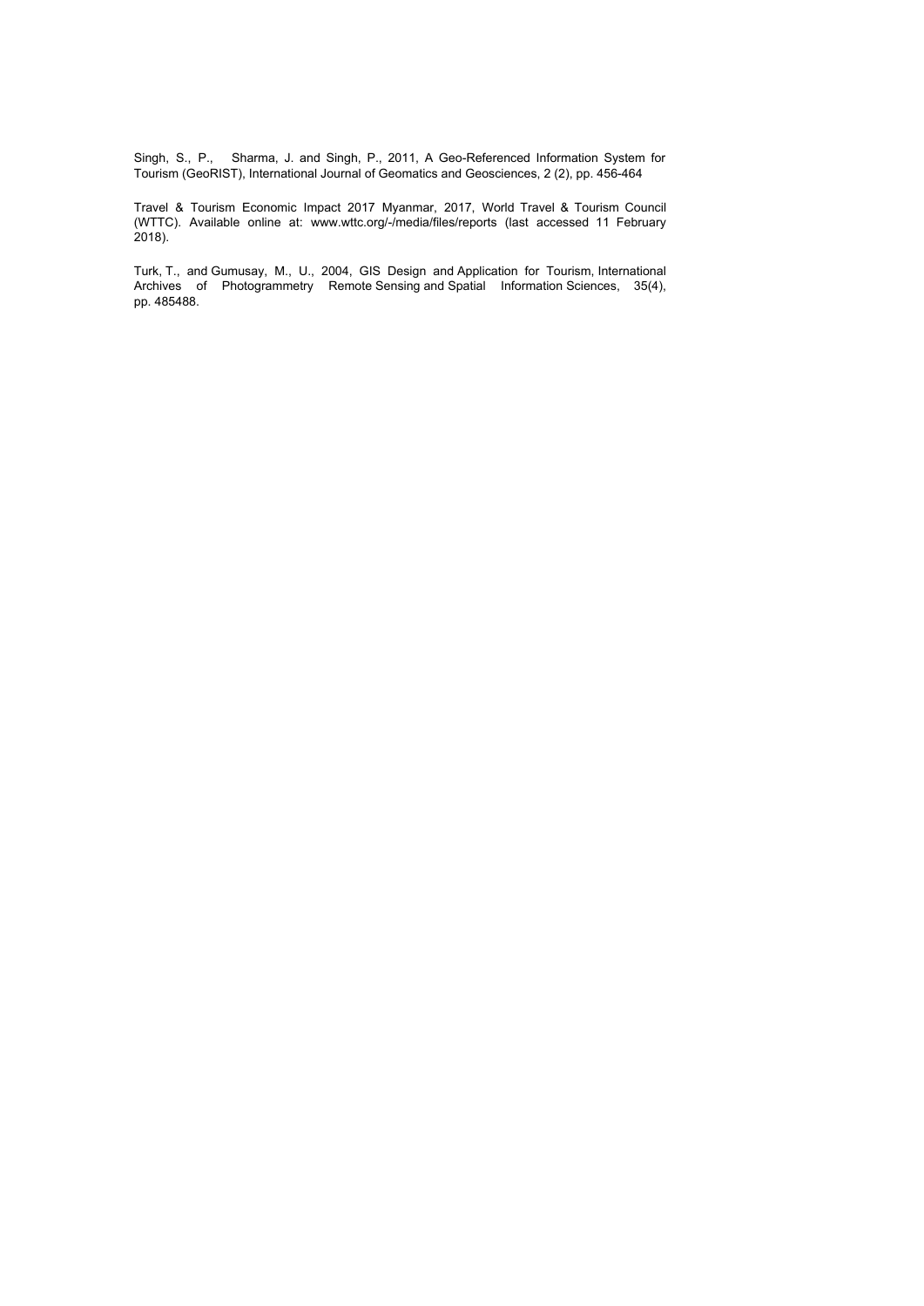Singh, S., P., Sharma, J. and Singh, P., 2011, A Geo-Referenced Information System for Tourism (GeoRIST), International Journal of Geomatics and Geosciences, 2 (2), pp. 456-464

Travel & Tourism Economic Impact 2017 Myanmar, 2017, World Travel & Tourism Council (WTTC). Available online at: www.wttc.org/-/media/files/reports (last accessed 11 February 2018).

Turk, T., and Gumusay, M., U., 2004, GIS Design and Application for Tourism, International Archives of Photogrammetry Remote Sensing and Spatial Information Sciences, 35(4), pp. 485488.